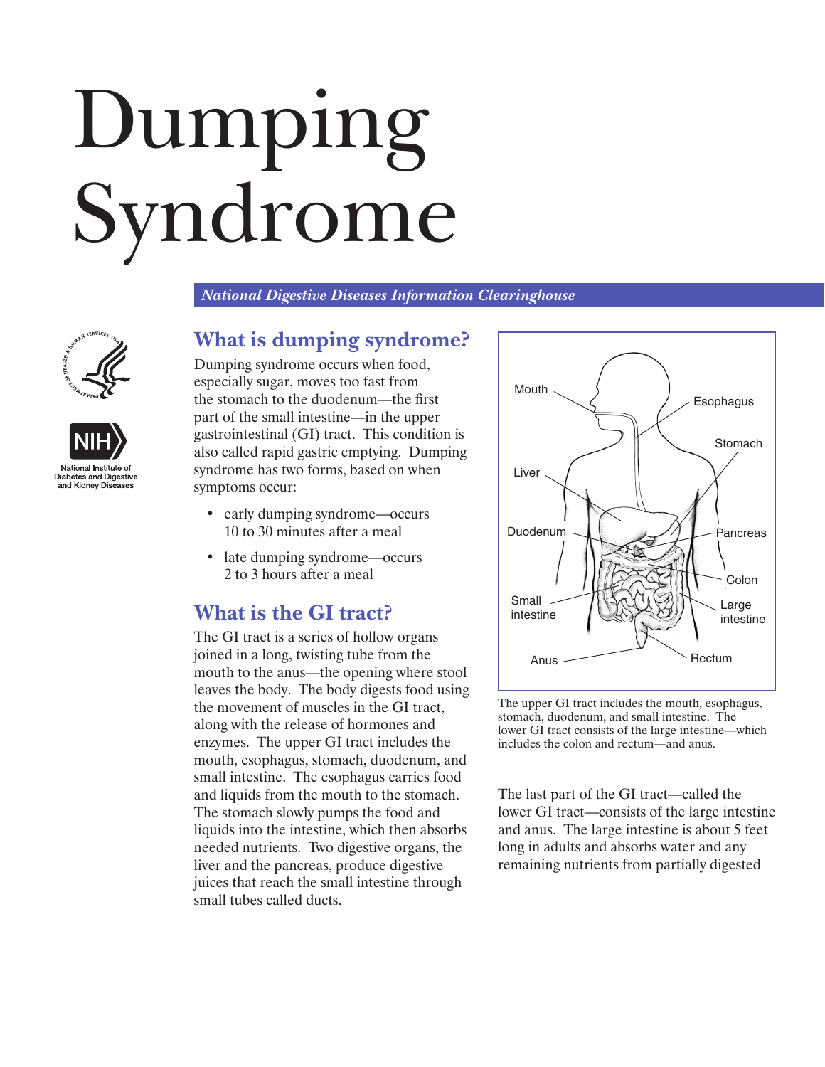# Dumping Syndrome

*National Digestive Diseases Information Clearinghouse*

National Institute of Diabetes and Digestive and Kidney Diseases

## What is dumping syndrome?

Dumping syndrome occurs when food, especially sugar, moves too fast from the stomach to the duodenum—the first part of the small intestine—in the upper gastrointestinal (GI) tract. This condition is also called rapid gastric emptying. Dumping syndrome has two forms, based on when symptoms occur:

- early dumping syndrome—occurs 10 to 30 minutes after a meal
- late dumping syndrome—occurs 2 to 3 hours after a meal

## What is the GI tract?

The GI tract is a series of hollow organs joined in a long, twisting tube from the mouth to the anus—the opening where stool leaves the body. The body digests food using the movement of muscles in the GI tract, along with the release of hormones and enzymes. The upper GI tract includes the mouth, esophagus, stomach, duodenum, and small intestine. The esophagus carries food and liquids from the mouth to the stomach. The stomach slowly pumps the food and liquids into the intestine, which then absorbs needed nutrients. Two digestive organs, the liver and the pancreas, produce digestive juices that reach the small intestine through small tubes called ducts.

Mouth, Esophagus, Stomach, Liver, Duodenum, Pancreas, Colon, Small intestine, Large intestine, Anus, Rectum

The upper GI tract includes the mouth, esophagus, stomach, duodenum, and small intestine. The lower GI tract consists of the large intestine—which includes the colon and rectum—and anus.

The last part of the GI tract—called the lower GI tract—consists of the large intestine and anus. The large intestine is about 5 feet long in adults and absorbs water and any remaining nutrients from partially digested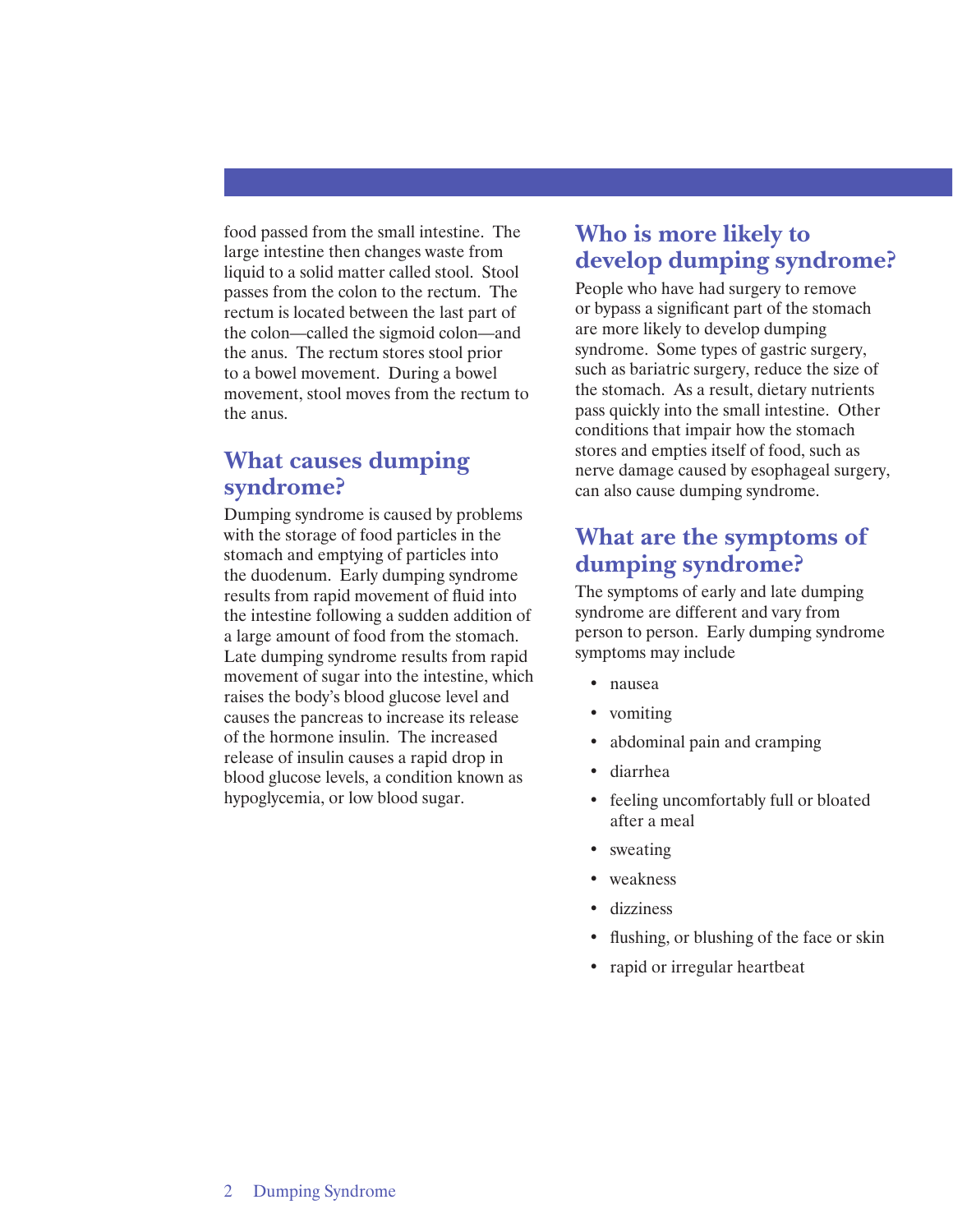food passed from the small intestine. The large intestine then changes waste from liquid to a solid matter called stool. Stool passes from the colon to the rectum. The rectum is located between the last part of the colon—called the sigmoid colon—and the anus. The rectum stores stool prior to a bowel movement. During a bowel movement, stool moves from the rectum to the anus.

## What causes dumping syndrome?

Dumping syndrome is caused by problems with the storage of food particles in the stomach and emptying of particles into the duodenum. Early dumping syndrome results from rapid movement of fluid into the intestine following a sudden addition of a large amount of food from the stomach. Late dumping syndrome results from rapid movement of sugar into the intestine, which raises the body's blood glucose level and causes the pancreas to increase its release of the hormone insulin. The increased release of insulin causes a rapid drop in blood glucose levels, a condition known as hypoglycemia, or low blood sugar.

## Who is more likely to develop dumping syndrome?

People who have had surgery to remove or bypass a significant part of the stomach are more likely to develop dumping syndrome. Some types of gastric surgery, such as bariatric surgery, reduce the size of the stomach. As a result, dietary nutrients pass quickly into the small intestine. Other conditions that impair how the stomach stores and empties itself of food, such as nerve damage caused by esophageal surgery, can also cause dumping syndrome.

## What are the symptoms of dumping syndrome?

The symptoms of early and late dumping syndrome are different and vary from person to person. Early dumping syndrome symptoms may include

- nausea
- vomiting
- abdominal pain and cramping
- diarrhea
- feeling uncomfortably full or bloated after a meal
- sweating
- weakness
- dizziness
- flushing, or blushing of the face or skin
- rapid or irregular heartbeat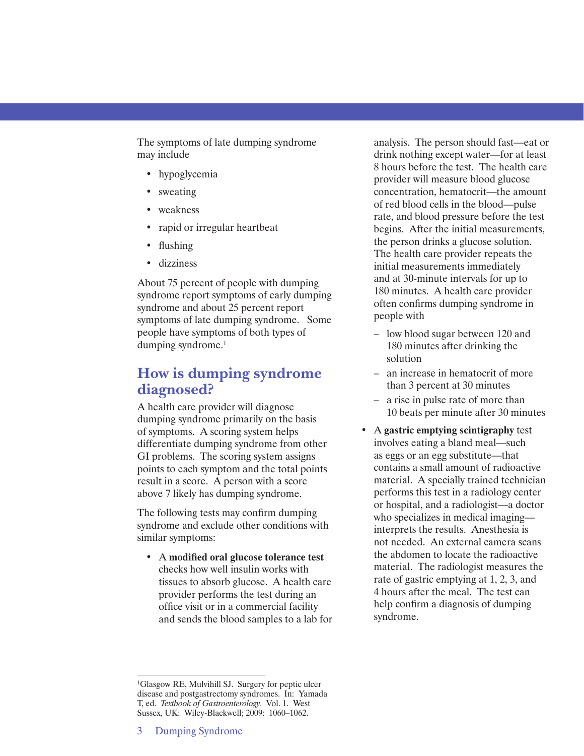The symptoms of late dumping syndrome may include

- hypoglycemia
- sweating
- weakness
- rapid or irregular heartbeat
- flushing
- dizziness

About 75 percent of people with dumping syndrome report symptoms of early dumping syndrome and about 25 percent report symptoms of late dumping syndrome. Some people have symptoms of both types of dumping syndrome.[1]

## How is dumping syndrome diagnosed?

A health care provider will diagnose dumping syndrome primarily on the basis of symptoms. A scoring system helps differentiate dumping syndrome from other GI problems. The scoring system assigns points to each symptom and the total points result in a score. A person with a score above 7 likely has dumping syndrome.

The following tests may confirm dumping syndrome and exclude other conditions with similar symptoms:

- A **modified oral glucose tolerance test** checks how well insulin works with tissues to absorb glucose. A health care provider performs the test during an office visit or in a commercial facility and sends the blood samples to a lab for analysis. The person should fast—eat or drink nothing except water—for at least 8 hours before the test. The health care provider will measure blood glucose concentration, hematocrit—the amount of red blood cells in the blood—pulse rate, and blood pressure before the test begins. After the initial measurements, the person drinks a glucose solution. The health care provider repeats the initial measurements immediately and at 30-minute intervals for up to 180 minutes. A health care provider often confirms dumping syndrome in people with
  - low blood sugar between 120 and 180 minutes after drinking the solution
  - an increase in hematocrit of more than 3 percent at 30 minutes
  - a rise in pulse rate of more than 10 beats per minute after 30 minutes
- A **gastric emptying scintigraphy** test involves eating a bland meal—such as eggs or an egg substitute—that contains a small amount of radioactive material. A specially trained technician performs this test in a radiology center or hospital, and a radiologist—a doctor who specializes in medical imaging—interprets the results. Anesthesia is not needed. An external camera scans the abdomen to locate the radioactive material. The radiologist measures the rate of gastric emptying at 1, 2, 3, and 4 hours after the meal. The test can help confirm a diagnosis of dumping syndrome.

---

[1]Glasgow RE, Mulvihill SJ. Surgery for peptic ulcer disease and postgastrectomy syndromes. In: Yamada T, ed. *Textbook of Gastroenterology.* Vol. 1. West Sussex, UK: Wiley-Blackwell; 2009: 1060–1062.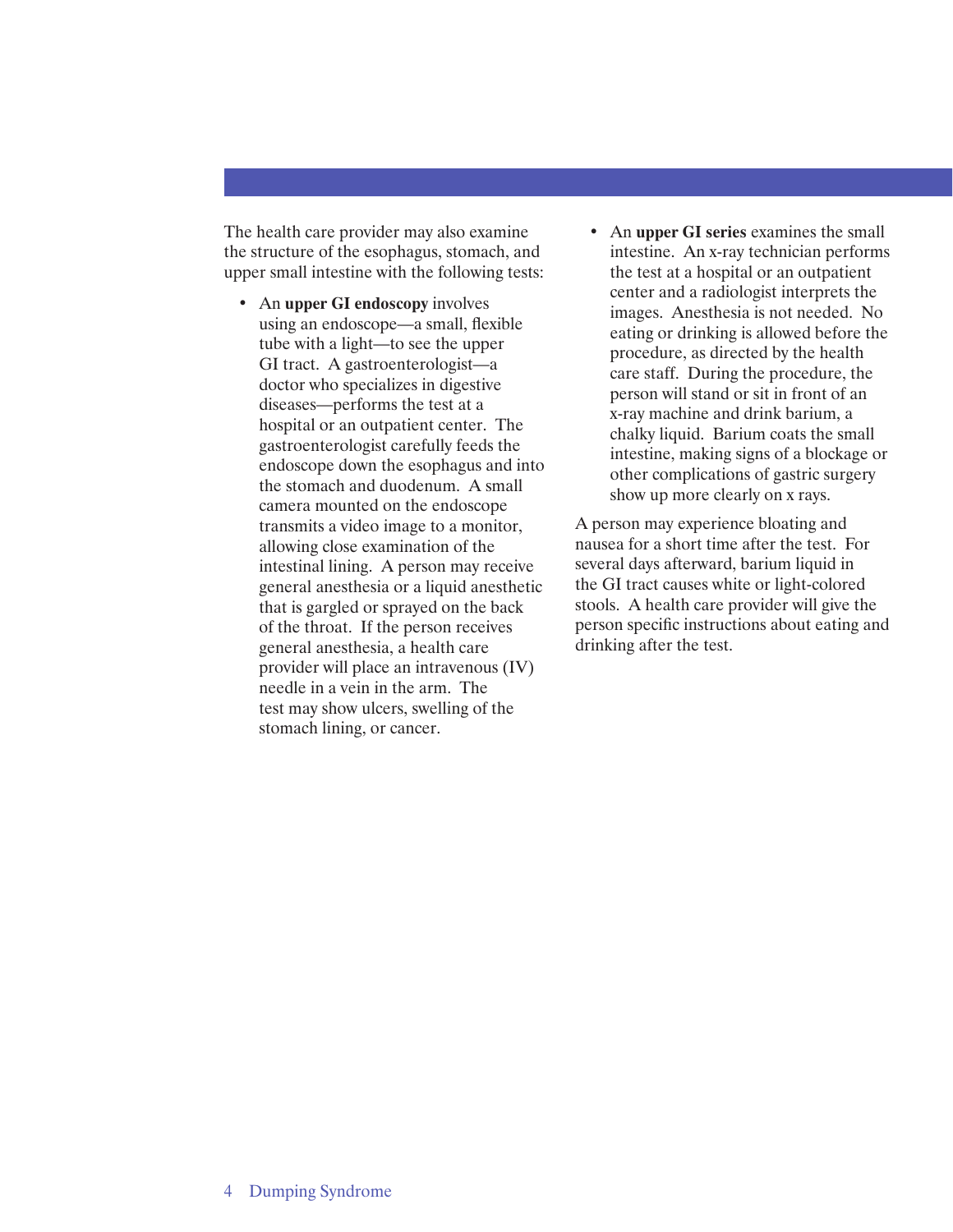The health care provider may also examine the structure of the esophagus, stomach, and upper small intestine with the following tests:

- An **upper GI endoscopy** involves using an endoscope—a small, flexible tube with a light—to see the upper GI tract. A gastroenterologist—a doctor who specializes in digestive diseases—performs the test at a hospital or an outpatient center. The gastroenterologist carefully feeds the endoscope down the esophagus and into the stomach and duodenum. A small camera mounted on the endoscope transmits a video image to a monitor, allowing close examination of the intestinal lining. A person may receive general anesthesia or a liquid anesthetic that is gargled or sprayed on the back of the throat. If the person receives general anesthesia, a health care provider will place an intravenous (IV) needle in a vein in the arm. The test may show ulcers, swelling of the stomach lining, or cancer.
- An **upper GI series** examines the small intestine. An x-ray technician performs the test at a hospital or an outpatient center and a radiologist interprets the images. Anesthesia is not needed. No eating or drinking is allowed before the procedure, as directed by the health care staff. During the procedure, the person will stand or sit in front of an x-ray machine and drink barium, a chalky liquid. Barium coats the small intestine, making signs of a blockage or other complications of gastric surgery show up more clearly on x rays.

A person may experience bloating and nausea for a short time after the test. For several days afterward, barium liquid in the GI tract causes white or light-colored stools. A health care provider will give the person specific instructions about eating and drinking after the test.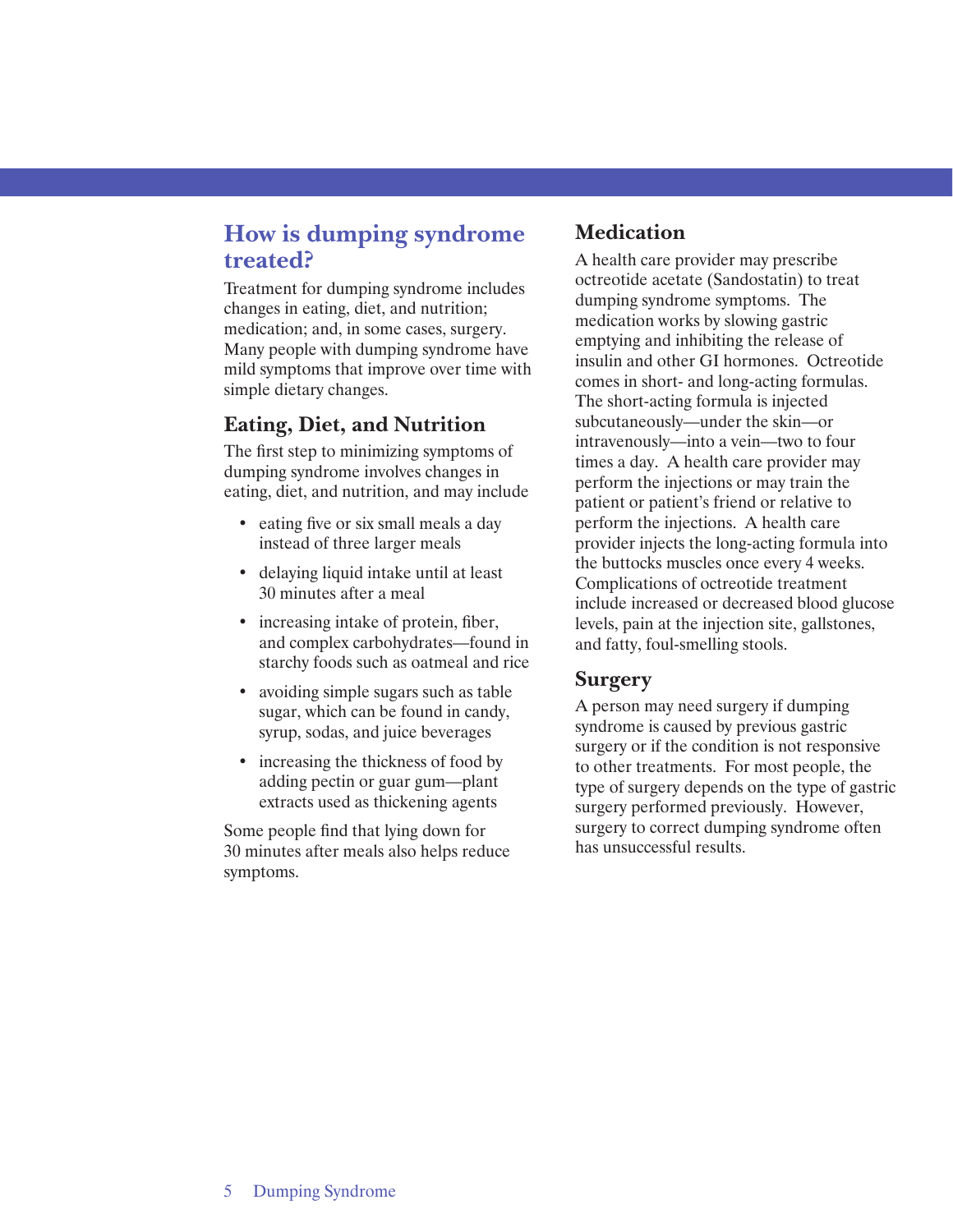## How is dumping syndrome treated?

Treatment for dumping syndrome includes changes in eating, diet, and nutrition; medication; and, in some cases, surgery. Many people with dumping syndrome have mild symptoms that improve over time with simple dietary changes.

### Eating, Diet, and Nutrition

The first step to minimizing symptoms of dumping syndrome involves changes in eating, diet, and nutrition, and may include

- eating five or six small meals a day instead of three larger meals
- delaying liquid intake until at least 30 minutes after a meal
- increasing intake of protein, fiber, and complex carbohydrates—found in starchy foods such as oatmeal and rice
- avoiding simple sugars such as table sugar, which can be found in candy, syrup, sodas, and juice beverages
- increasing the thickness of food by adding pectin or guar gum—plant extracts used as thickening agents

Some people find that lying down for 30 minutes after meals also helps reduce symptoms.

### Medication

A health care provider may prescribe octreotide acetate (Sandostatin) to treat dumping syndrome symptoms. The medication works by slowing gastric emptying and inhibiting the release of insulin and other GI hormones. Octreotide comes in short- and long-acting formulas. The short-acting formula is injected subcutaneously—under the skin—or intravenously—into a vein—two to four times a day. A health care provider may perform the injections or may train the patient or patient's friend or relative to perform the injections. A health care provider injects the long-acting formula into the buttocks muscles once every 4 weeks. Complications of octreotide treatment include increased or decreased blood glucose levels, pain at the injection site, gallstones, and fatty, foul-smelling stools.

### Surgery

A person may need surgery if dumping syndrome is caused by previous gastric surgery or if the condition is not responsive to other treatments. For most people, the type of surgery depends on the type of gastric surgery performed previously. However, surgery to correct dumping syndrome often has unsuccessful results.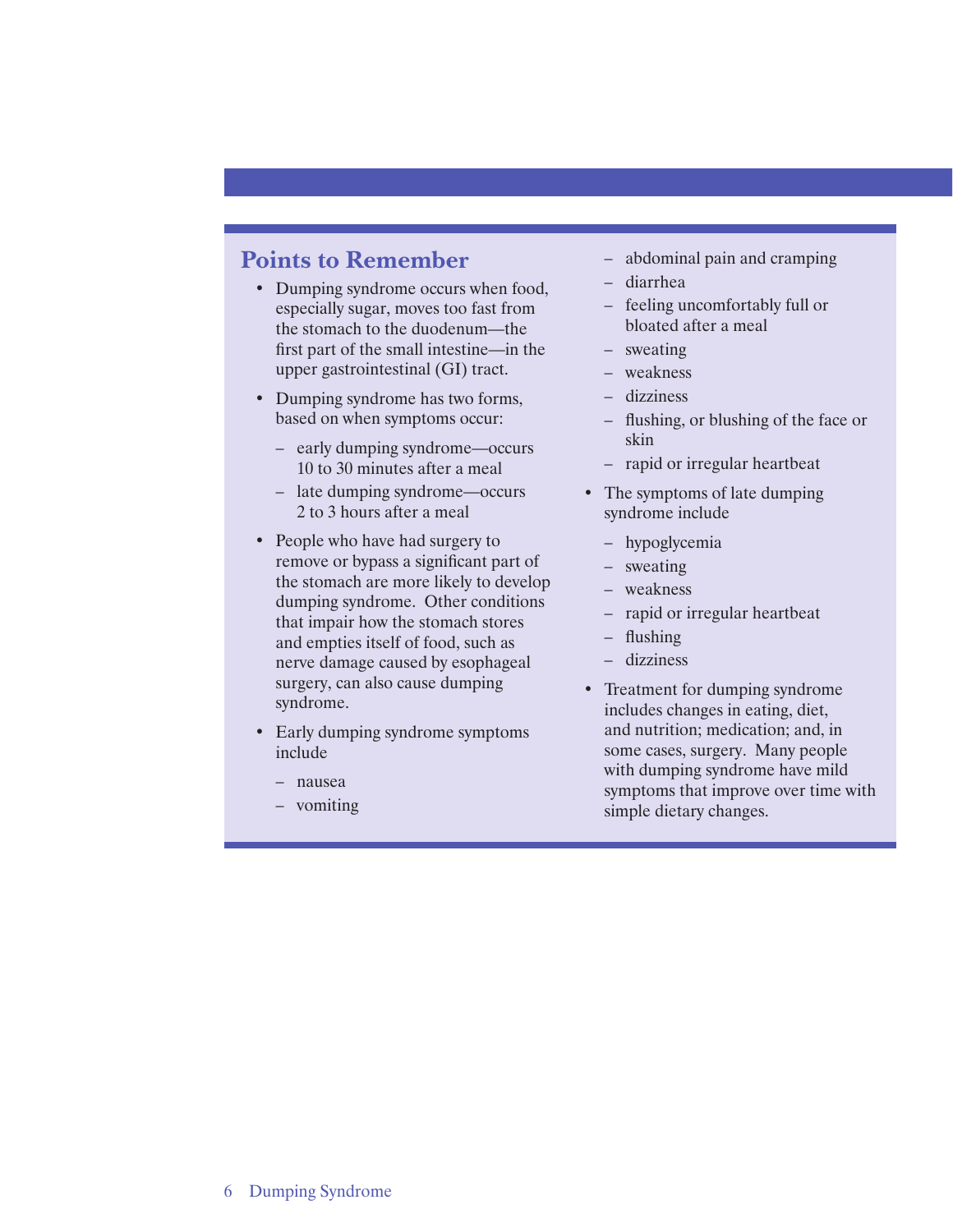## Points to Remember

- Dumping syndrome occurs when food, especially sugar, moves too fast from the stomach to the duodenum—the first part of the small intestine—in the upper gastrointestinal (GI) tract.
- Dumping syndrome has two forms, based on when symptoms occur:
  - early dumping syndrome—occurs 10 to 30 minutes after a meal
  - late dumping syndrome—occurs 2 to 3 hours after a meal
- People who have had surgery to remove or bypass a significant part of the stomach are more likely to develop dumping syndrome. Other conditions that impair how the stomach stores and empties itself of food, such as nerve damage caused by esophageal surgery, can also cause dumping syndrome.
- Early dumping syndrome symptoms include
  - nausea
  - vomiting
  - abdominal pain and cramping
  - diarrhea
  - feeling uncomfortably full or bloated after a meal
  - sweating
  - weakness
  - dizziness
  - flushing, or blushing of the face or skin
  - rapid or irregular heartbeat
- The symptoms of late dumping syndrome include
  - hypoglycemia
  - sweating
  - weakness
  - rapid or irregular heartbeat
  - flushing
  - dizziness
- Treatment for dumping syndrome includes changes in eating, diet, and nutrition; medication; and, in some cases, surgery. Many people with dumping syndrome have mild symptoms that improve over time with simple dietary changes.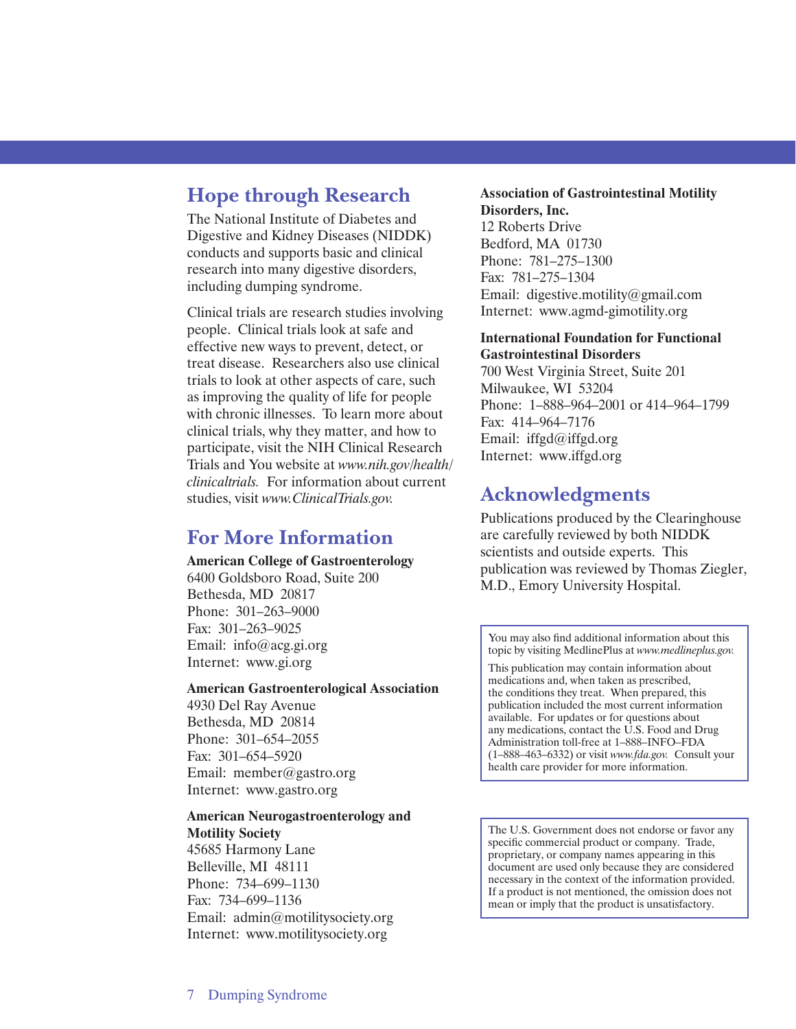## Hope through Research

The National Institute of Diabetes and Digestive and Kidney Diseases (NIDDK) conducts and supports basic and clinical research into many digestive disorders, including dumping syndrome.

Clinical trials are research studies involving people. Clinical trials look at safe and effective new ways to prevent, detect, or treat disease. Researchers also use clinical trials to look at other aspects of care, such as improving the quality of life for people with chronic illnesses. To learn more about clinical trials, why they matter, and how to participate, visit the NIH Clinical Research Trials and You website at *www.nih.gov/health/clinicaltrials.* For information about current studies, visit *www.ClinicalTrials.gov.*

## For More Information

**American College of Gastroenterology**
6400 Goldsboro Road, Suite 200
Bethesda, MD 20817
Phone: 301–263–9000
Fax: 301–263–9025
Email: info@acg.gi.org
Internet: www.gi.org

**American Gastroenterological Association**
4930 Del Ray Avenue
Bethesda, MD 20814
Phone: 301–654–2055
Fax: 301–654–5920
Email: member@gastro.org
Internet: www.gastro.org

**American Neurogastroenterology and Motility Society**
45685 Harmony Lane
Belleville, MI 48111
Phone: 734–699–1130
Fax: 734–699–1136
Email: admin@motilitysociety.org
Internet: www.motilitysociety.org

**Association of Gastrointestinal Motility Disorders, Inc.**
12 Roberts Drive
Bedford, MA 01730
Phone: 781–275–1300
Fax: 781–275–1304
Email: digestive.motility@gmail.com
Internet: www.agmd-gimotility.org

**International Foundation for Functional Gastrointestinal Disorders**
700 West Virginia Street, Suite 201
Milwaukee, WI 53204
Phone: 1–888–964–2001 or 414–964–1799
Fax: 414–964–7176
Email: iffgd@iffgd.org
Internet: www.iffgd.org

## Acknowledgments

Publications produced by the Clearinghouse are carefully reviewed by both NIDDK scientists and outside experts. This publication was reviewed by Thomas Ziegler, M.D., Emory University Hospital.

You may also find additional information about this topic by visiting MedlinePlus at *www.medlineplus.gov.*

This publication may contain information about medications and, when taken as prescribed, the conditions they treat. When prepared, this publication included the most current information available. For updates or for questions about any medications, contact the U.S. Food and Drug Administration toll-free at 1–888–INFO–FDA (1–888–463–6332) or visit *www.fda.gov.* Consult your health care provider for more information.

The U.S. Government does not endorse or favor any specific commercial product or company. Trade, proprietary, or company names appearing in this document are used only because they are considered necessary in the context of the information provided. If a product is not mentioned, the omission does not mean or imply that the product is unsatisfactory.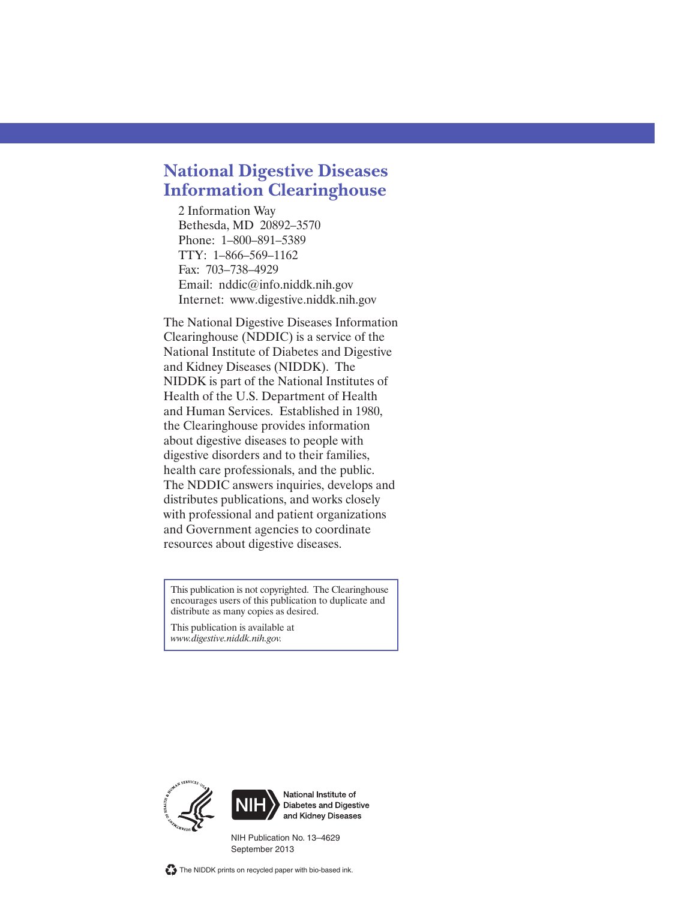## National Digestive Diseases Information Clearinghouse

2 Information Way
Bethesda, MD 20892–3570
Phone: 1–800–891–5389
TTY: 1–866–569–1162
Fax: 703–738–4929
Email: nddic@info.niddk.nih.gov
Internet: www.digestive.niddk.nih.gov

The National Digestive Diseases Information Clearinghouse (NDDIC) is a service of the National Institute of Diabetes and Digestive and Kidney Diseases (NIDDK). The NIDDK is part of the National Institutes of Health of the U.S. Department of Health and Human Services. Established in 1980, the Clearinghouse provides information about digestive diseases to people with digestive disorders and to their families, health care professionals, and the public. The NDDIC answers inquiries, develops and distributes publications, and works closely with professional and patient organizations and Government agencies to coordinate resources about digestive diseases.

This publication is not copyrighted. The Clearinghouse encourages users of this publication to duplicate and distribute as many copies as desired.

This publication is available at *www.digestive.niddk.nih.gov.*

National Institute of Diabetes and Digestive and Kidney Diseases

NIH Publication No. 13–4629
September 2013

The NIDDK prints on recycled paper with bio-based ink.